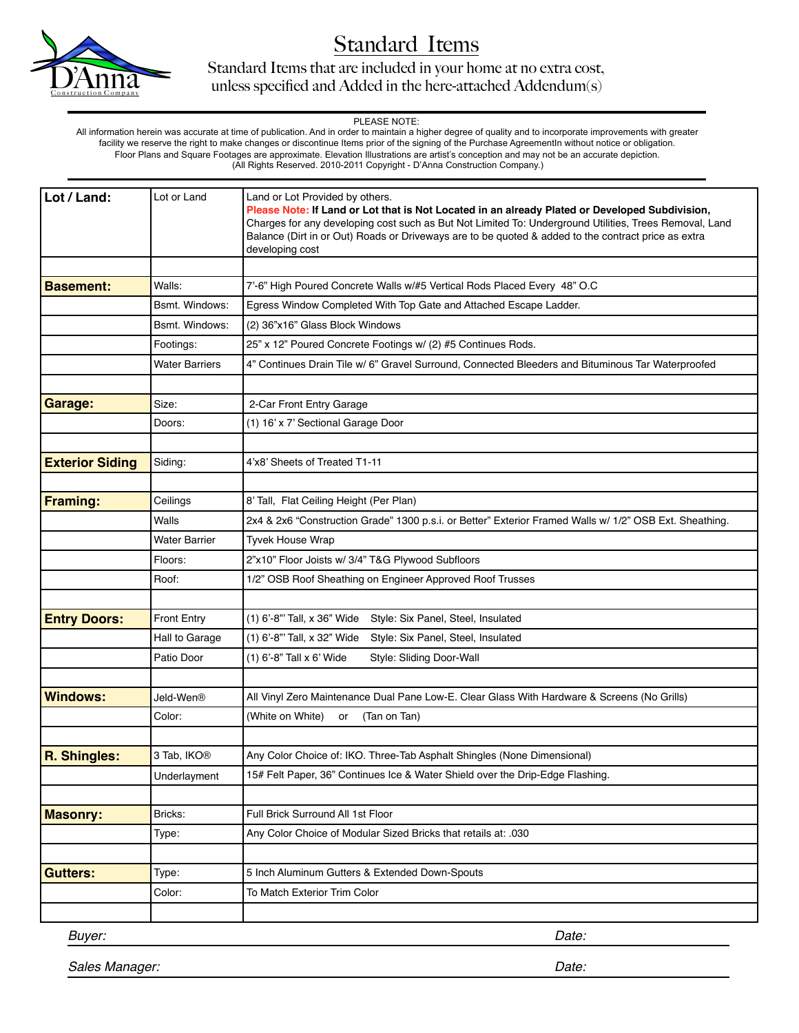# Standard Items

Standard Items that are included in your home at no extra cost, unless specified and Added in the here-attached Addendum(s)

PLEASE NOTE:
All information herein was accurate at time of publication. And in order to maintain a higher degree of quality and to incorporate improvements with greater facility we reserve the right to make changes or discontinue Items prior of the signing of the Purchase AgreementIn without notice or obligation.
Floor Plans and Square Footages are approximate. Elevation Illustrations are artist's conception and may not be an accurate depiction.
(All Rights Reserved. 2010-2011 Copyright - D'Anna Construction Company.)

| | | |
|---|---|---|
| **Lot / Land:** | Lot or Land | Land or Lot Provided by others. **Please Note: If Land or Lot that is Not Located in an already Plated or Developed Subdivision,** Charges for any developing cost such as But Not Limited To: Underground Utilities, Trees Removal, Land Balance (Dirt in or Out) Roads or Driveways are to be quoted & added to the contract price as extra developing cost |
| | | |
| **Basement:** | Walls: | 7'-6" High Poured Concrete Walls w/#5 Vertical Rods Placed Every 48" O.C |
| | Bsmt. Windows: | Egress Window Completed With Top Gate and Attached Escape Ladder. |
| | Bsmt. Windows: | (2) 36"x16" Glass Block Windows |
| | Footings: | 25" x 12" Poured Concrete Footings w/ (2) #5 Continues Rods. |
| | Water Barriers | 4" Continues Drain Tile w/ 6" Gravel Surround, Connected Bleeders and Bituminous Tar Waterproofed |
| | | |
| **Garage:** | Size: | 2-Car Front Entry Garage |
| | Doors: | (1) 16' x 7' Sectional Garage Door |
| | | |
| **Exterior Siding** | Siding: | 4'x8' Sheets of Treated T1-11 |
| | | |
| **Framing:** | Ceilings | 8' Tall, Flat Ceiling Height (Per Plan) |
| | Walls | 2x4 & 2x6 "Construction Grade" 1300 p.s.i. or Better" Exterior Framed Walls w/ 1/2" OSB Ext. Sheathing. |
| | Water Barrier | Tyvek House Wrap |
| | Floors: | 2"x10" Floor Joists w/ 3/4" T&G Plywood Subfloors |
| | Roof: | 1/2" OSB Roof Sheathing on Engineer Approved Roof Trusses |
| | | |
| **Entry Doors:** | Front Entry | (1) 6'-8"' Tall, x 36" Wide Style: Six Panel, Steel, Insulated |
| | Hall to Garage | (1) 6'-8"' Tall, x 32" Wide Style: Six Panel, Steel, Insulated |
| | Patio Door | (1) 6'-8" Tall x 6' Wide Style: Sliding Door-Wall |
| | | |
| **Windows:** | Jeld-Wen® | All Vinyl Zero Maintenance Dual Pane Low-E. Clear Glass With Hardware & Screens (No Grills) |
| | Color: | (White on White) or (Tan on Tan) |
| | | |
| **R. Shingles:** | 3 Tab, IKO® | Any Color Choice of: IKO. Three-Tab Asphalt Shingles (None Dimensional) |
| | Underlayment | 15# Felt Paper, 36" Continues Ice & Water Shield over the Drip-Edge Flashing. |
| | | |
| **Masonry:** | Bricks: | Full Brick Surround All 1st Floor |
| | Type: | Any Color Choice of Modular Sized Bricks that retails at: .030 |
| | | |
| **Gutters:** | Type: | 5 Inch Aluminum Gutters & Extended Down-Spouts |
| | Color: | To Match Exterior Trim Color |
| | | |

*Buyer:* ____________________ *Date:* __________

*Sales Manager:* ____________________ *Date:* __________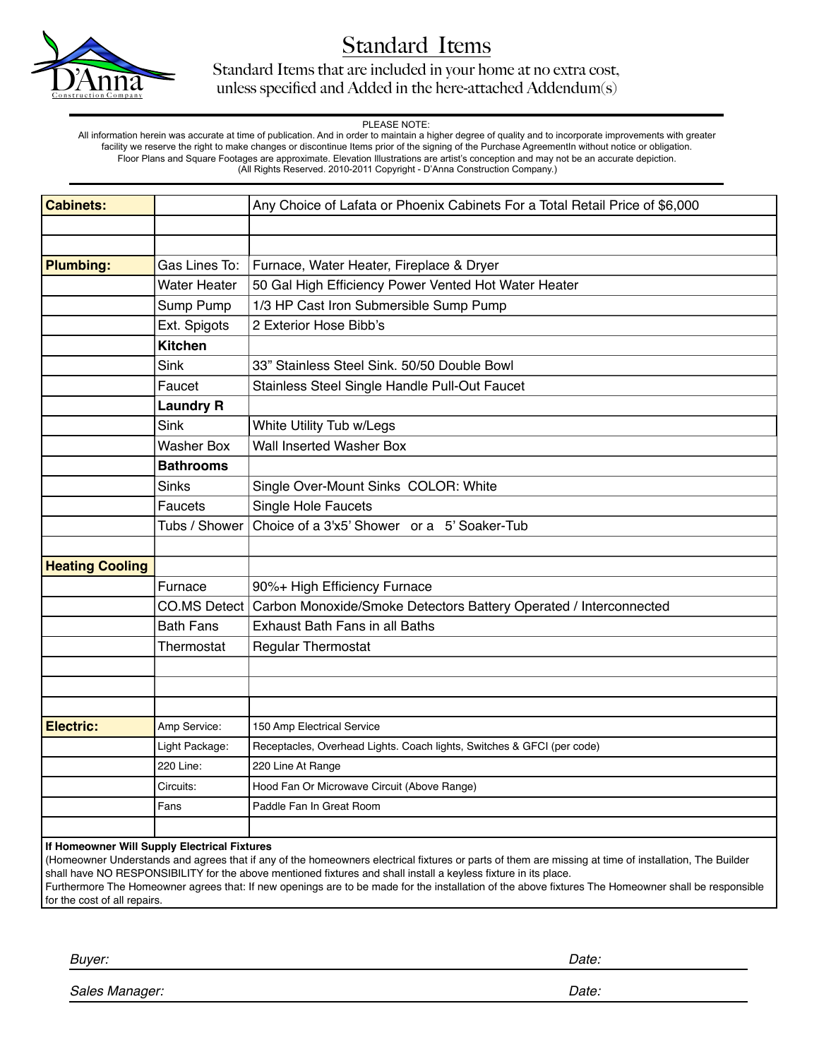# Standard Items

Standard Items that are included in your home at no extra cost, unless specified and Added in the here-attached Addendum(s)

PLEASE NOTE:
All information herein was accurate at time of publication. And in order to maintain a higher degree of quality and to incorporate improvements with greater facility we reserve the right to make changes or discontinue Items prior of the signing of the Purchase AgreementIn without notice or obligation.
Floor Plans and Square Footages are approximate. Elevation Illustrations are artist's conception and may not be an accurate depiction.
(All Rights Reserved. 2010-2011 Copyright - D'Anna Construction Company.)

| | | |
|---|---|---|
| **Cabinets:** | | Any Choice of Lafata or Phoenix Cabinets For a Total Retail Price of $6,000 |
| | | |
| | | |
| **Plumbing:** | Gas Lines To: | Furnace, Water Heater, Fireplace & Dryer |
| | Water Heater | 50 Gal High Efficiency Power Vented Hot Water Heater |
| | Sump Pump | 1/3 HP Cast Iron Submersible Sump Pump |
| | Ext. Spigots | 2 Exterior Hose Bibb's |
| | **Kitchen** | |
| | Sink | 33" Stainless Steel Sink. 50/50 Double Bowl |
| | Faucet | Stainless Steel Single Handle Pull-Out Faucet |
| | **Laundry R** | |
| | Sink | White Utility Tub w/Legs |
| | Washer Box | Wall Inserted Washer Box |
| | **Bathrooms** | |
| | Sinks | Single Over-Mount Sinks COLOR: White |
| | Faucets | Single Hole Faucets |
| | Tubs / Shower | Choice of a 3'x5' Shower or a 5' Soaker-Tub |
| | | |
| **Heating Cooling** | | |
| | Furnace | 90%+ High Efficiency Furnace |
| | CO.MS Detect | Carbon Monoxide/Smoke Detectors Battery Operated / Interconnected |
| | Bath Fans | Exhaust Bath Fans in all Baths |
| | Thermostat | Regular Thermostat |
| | | |
| | | |
| | | |
| **Electric:** | Amp Service: | 150 Amp Electrical Service |
| | Light Package: | Receptacles, Overhead Lights. Coach lights, Switches & GFCI (per code) |
| | 220 Line: | 220 Line At Range |
| | Circuits: | Hood Fan Or Microwave Circuit (Above Range) |
| | Fans | Paddle Fan In Great Room |
| | | |

**If Homeowner Will Supply Electrical Fixtures**
(Homeowner Understands and agrees that if any of the homeowners electrical fixtures or parts of them are missing at time of installation, The Builder shall have NO RESPONSIBILITY for the above mentioned fixtures and shall install a keyless fixture in its place.
Furthermore The Homeowner agrees that: If new openings are to be made for the installation of the above fixtures The Homeowner shall be responsible for the cost of all repairs.

*Buyer:* ______________________ *Date:* __________

*Sales Manager:* ______________________ *Date:* __________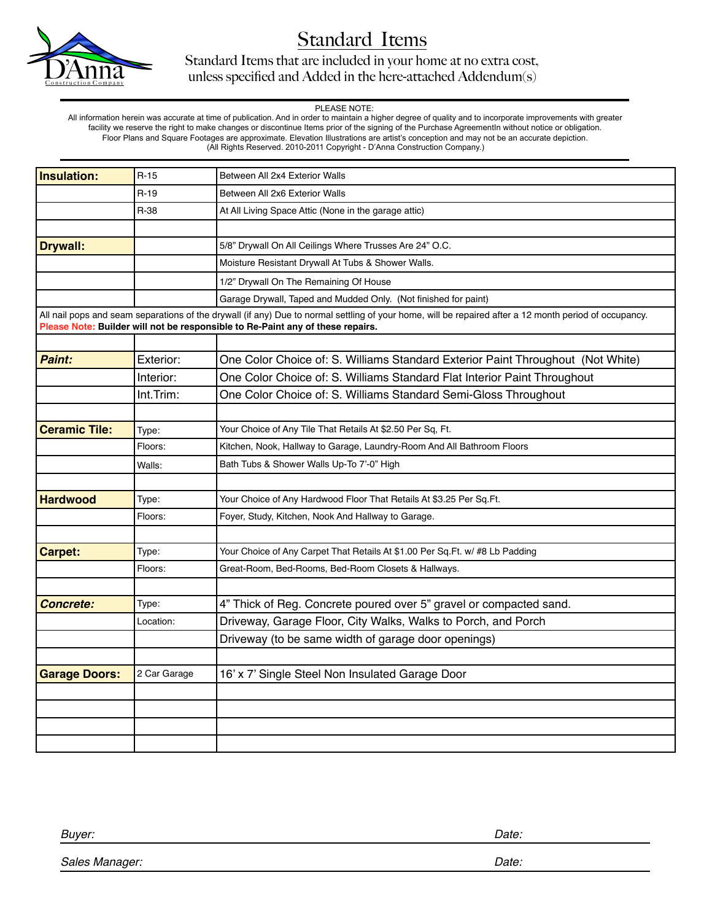# Standard Items

Standard Items that are included in your home at no extra cost, unless specified and Added in the here-attached Addendum(s)

PLEASE NOTE:
All information herein was accurate at time of publication. And in order to maintain a higher degree of quality and to incorporate improvements with greater facility we reserve the right to make changes or discontinue Items prior of the signing of the Purchase AgreementIn without notice or obligation.
Floor Plans and Square Footages are approximate. Elevation Illustrations are artist's conception and may not be an accurate depiction.
(All Rights Reserved. 2010-2011 Copyright - D'Anna Construction Company.)

| | | |
|---|---|---|
| **Insulation:** | R-15 | Between All 2x4 Exterior Walls |
| | R-19 | Between All 2x6 Exterior Walls |
| | R-38 | At All Living Space Attic (None in the garage attic) |
| | | |
| **Drywall:** | | 5/8" Drywall On All Ceilings Where Trusses Are 24" O.C. |
| | | Moisture Resistant Drywall At Tubs & Shower Walls. |
| | | 1/2" Drywall On The Remaining Of House |
| | | Garage Drywall, Taped and Mudded Only. (Not finished for paint) |
| All nail pops and seam separations of the drywall (if any) Due to normal settling of your home, will be repaired after a 12 month period of occupancy. **Please Note: Builder will not be responsible to Re-Paint any of these repairs.** | | |
| | | |
| ***Paint:*** | Exterior: | One Color Choice of: S. Williams Standard Exterior Paint Throughout (Not White) |
| | Interior: | One Color Choice of: S. Williams Standard Flat Interior Paint Throughout |
| | Int.Trim: | One Color Choice of: S. Williams Standard Semi-Gloss Throughout |
| | | |
| **Ceramic Tile:** | Type: | Your Choice of Any Tile That Retails At $2.50 Per Sq, Ft. |
| | Floors: | Kitchen, Nook, Hallway to Garage, Laundry-Room And All Bathroom Floors |
| | Walls: | Bath Tubs & Shower Walls Up-To 7'-0" High |
| | | |
| **Hardwood** | Type: | Your Choice of Any Hardwood Floor That Retails At $3.25 Per Sq.Ft. |
| | Floors: | Foyer, Study, Kitchen, Nook And Hallway to Garage. |
| | | |
| **Carpet:** | Type: | Your Choice of Any Carpet That Retails At $1.00 Per Sq.Ft. w/ #8 Lb Padding |
| | Floors: | Great-Room, Bed-Rooms, Bed-Room Closets & Hallways. |
| | | |
| ***Concrete:*** | Type: | 4" Thick of Reg. Concrete poured over 5" gravel or compacted sand. |
| | Location: | Driveway, Garage Floor, City Walks, Walks to Porch, and Porch |
| | | Driveway (to be same width of garage door openings) |
| | | |
| **Garage Doors:** | 2 Car Garage | 16' x 7' Single Steel Non Insulated Garage Door |
| | | |
| | | |
| | | |
| | | |

*Buyer:* _______________________________ *Date:* _______________

*Sales Manager:* _______________________________ *Date:* _______________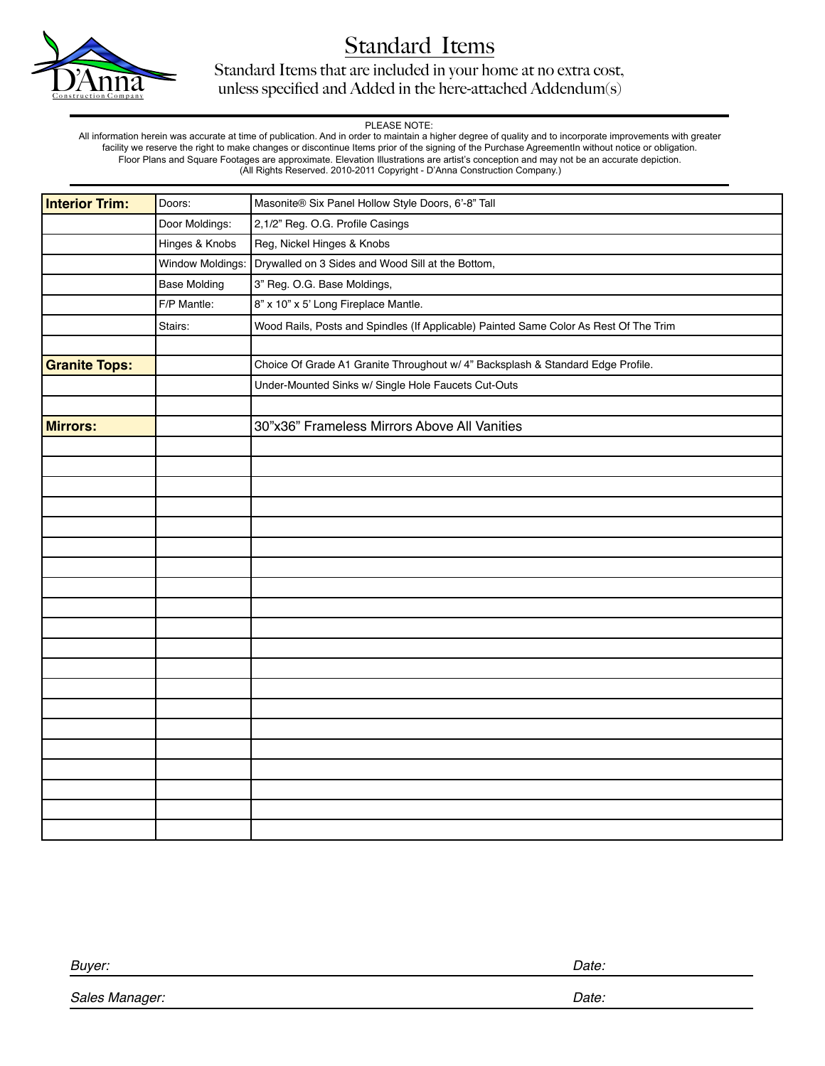D'Anna Construction Company

# Standard Items

Standard Items that are included in your home at no extra cost, unless specified and Added in the here-attached Addendum(s)

PLEASE NOTE:
All information herein was accurate at time of publication. And in order to maintain a higher degree of quality and to incorporate improvements with greater facility we reserve the right to make changes or discontinue Items prior of the signing of the Purchase AgreementIn without notice or obligation.
Floor Plans and Square Footages are approximate. Elevation Illustrations are artist's conception and may not be an accurate depiction.
(All Rights Reserved. 2010-2011 Copyright - D'Anna Construction Company.)

| | | |
|---|---|---|
| **Interior Trim:** | Doors: | Masonite® Six Panel Hollow Style Doors, 6'-8" Tall |
| | Door Moldings: | 2,1/2" Reg. O.G. Profile Casings |
| | Hinges & Knobs | Reg, Nickel Hinges & Knobs |
| | Window Moldings: | Drywalled on 3 Sides and Wood Sill at the Bottom, |
| | Base Molding | 3" Reg. O.G. Base Moldings, |
| | F/P Mantle: | 8" x 10" x 5' Long Fireplace Mantle. |
| | Stairs: | Wood Rails, Posts and Spindles (If Applicable) Painted Same Color As Rest Of The Trim |
| | | |
| **Granite Tops:** | | Choice Of Grade A1 Granite Throughout w/ 4" Backsplash & Standard Edge Profile. |
| | | Under-Mounted Sinks w/ Single Hole Faucets Cut-Outs |
| | | |
| **Mirrors:** | | 30"x36" Frameless Mirrors Above All Vanities |

*Buyer:* ______________________ *Date:* __________

*Sales Manager:* ______________________ *Date:* __________